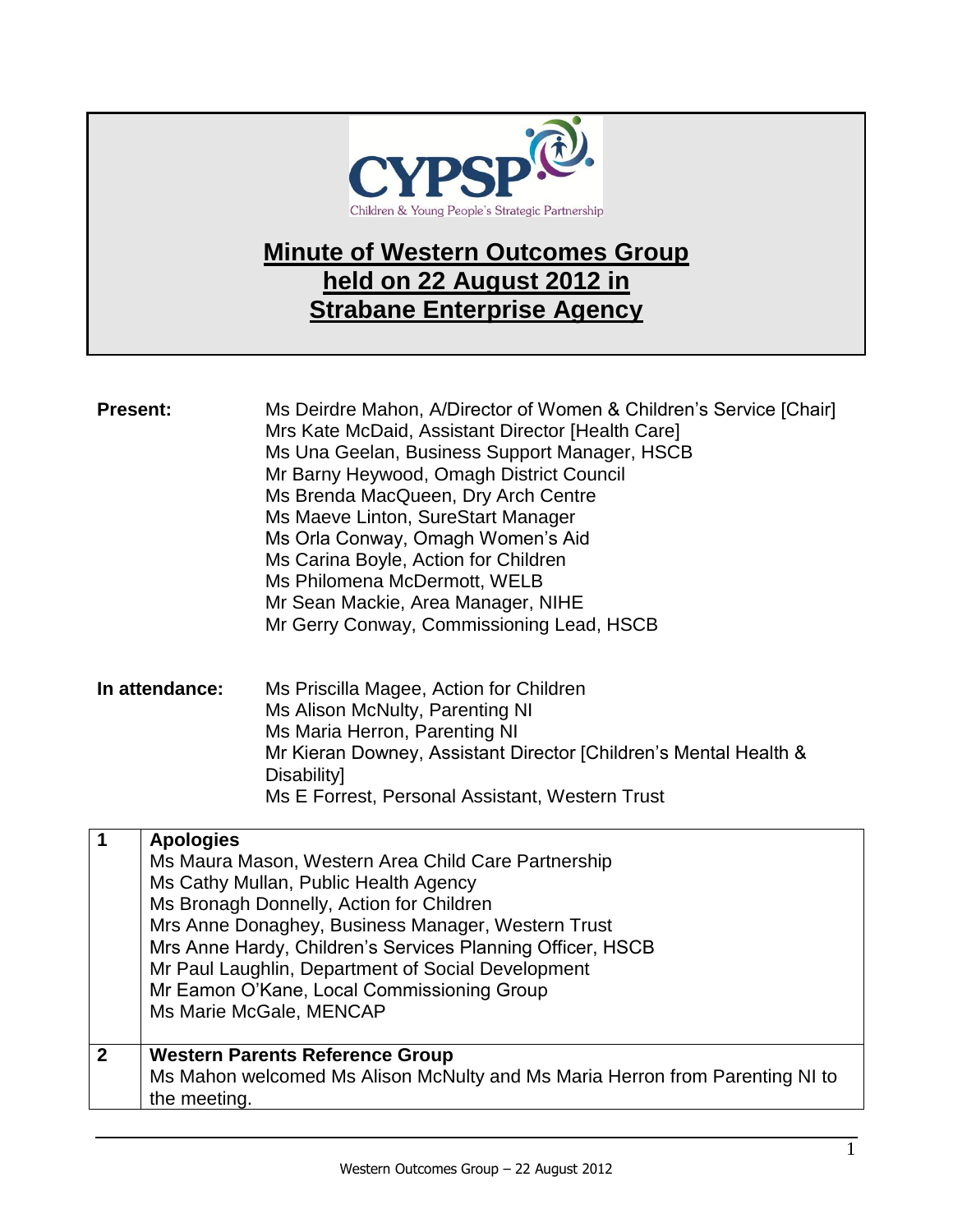CYPSP
Children & Young People's Strategic Partnership

# Minute of Western Outcomes Group held on 22 August 2012 in Strabane Enterprise Agency

| | |
|---|---|
| **Present:** | Ms Deirdre Mahon, A/Director of Women & Children's Service [Chair]<br>Mrs Kate McDaid, Assistant Director [Health Care]<br>Ms Una Geelan, Business Support Manager, HSCB<br>Mr Barny Heywood, Omagh District Council<br>Ms Brenda MacQueen, Dry Arch Centre<br>Ms Maeve Linton, SureStart Manager<br>Ms Orla Conway, Omagh Women's Aid<br>Ms Carina Boyle, Action for Children<br>Ms Philomena McDermott, WELB<br>Mr Sean Mackie, Area Manager, NIHE<br>Mr Gerry Conway, Commissioning Lead, HSCB |
| **In attendance:** | Ms Priscilla Magee, Action for Children<br>Ms Alison McNulty, Parenting NI<br>Ms Maria Herron, Parenting NI<br>Mr Kieran Downey, Assistant Director [Children's Mental Health & Disability]<br>Ms E Forrest, Personal Assistant, Western Trust |

| | |
|---|---|
| **1** | **Apologies**<br>Ms Maura Mason, Western Area Child Care Partnership<br>Ms Cathy Mullan, Public Health Agency<br>Ms Bronagh Donnelly, Action for Children<br>Mrs Anne Donaghey, Business Manager, Western Trust<br>Mrs Anne Hardy, Children's Services Planning Officer, HSCB<br>Mr Paul Laughlin, Department of Social Development<br>Mr Eamon O'Kane, Local Commissioning Group<br>Ms Marie McGale, MENCAP |
| **2** | **Western Parents Reference Group**<br>Ms Mahon welcomed Ms Alison McNulty and Ms Maria Herron from Parenting NI to the meeting. |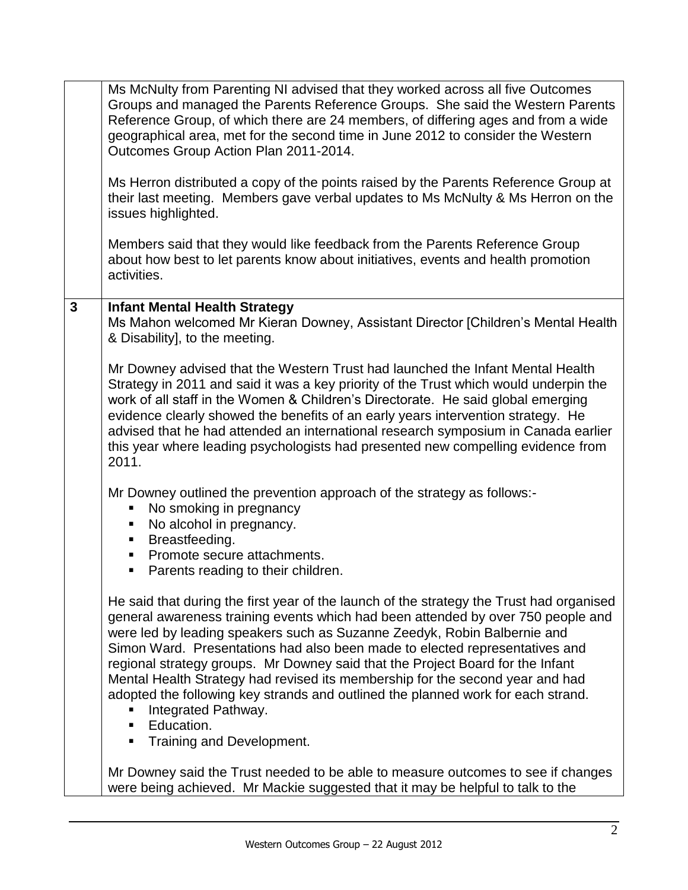| | |
|---|---|
| | Ms McNulty from Parenting NI advised that they worked across all five Outcomes Groups and managed the Parents Reference Groups. She said the Western Parents Reference Group, of which there are 24 members, of differing ages and from a wide geographical area, met for the second time in June 2012 to consider the Western Outcomes Group Action Plan 2011-2014.<br><br>Ms Herron distributed a copy of the points raised by the Parents Reference Group at their last meeting. Members gave verbal updates to Ms McNulty & Ms Herron on the issues highlighted.<br><br>Members said that they would like feedback from the Parents Reference Group about how best to let parents know about initiatives, events and health promotion activities. |
| **3** | **Infant Mental Health Strategy**<br>Ms Mahon welcomed Mr Kieran Downey, Assistant Director [Children's Mental Health & Disability], to the meeting.<br><br>Mr Downey advised that the Western Trust had launched the Infant Mental Health Strategy in 2011 and said it was a key priority of the Trust which would underpin the work of all staff in the Women & Children's Directorate. He said global emerging evidence clearly showed the benefits of an early years intervention strategy. He advised that he had attended an international research symposium in Canada earlier this year where leading psychologists had presented new compelling evidence from 2011.<br><br>Mr Downey outlined the prevention approach of the strategy as follows:-<br>▪ No smoking in pregnancy<br>▪ No alcohol in pregnancy.<br>▪ Breastfeeding.<br>▪ Promote secure attachments.<br>▪ Parents reading to their children.<br><br>He said that during the first year of the launch of the strategy the Trust had organised general awareness training events which had been attended by over 750 people and were led by leading speakers such as Suzanne Zeedyk, Robin Balbernie and Simon Ward. Presentations had also been made to elected representatives and regional strategy groups. Mr Downey said that the Project Board for the Infant Mental Health Strategy had revised its membership for the second year and had adopted the following key strands and outlined the planned work for each strand.<br>▪ Integrated Pathway.<br>▪ Education.<br>▪ Training and Development.<br><br>Mr Downey said the Trust needed to be able to measure outcomes to see if changes were being achieved. Mr Mackie suggested that it may be helpful to talk to the |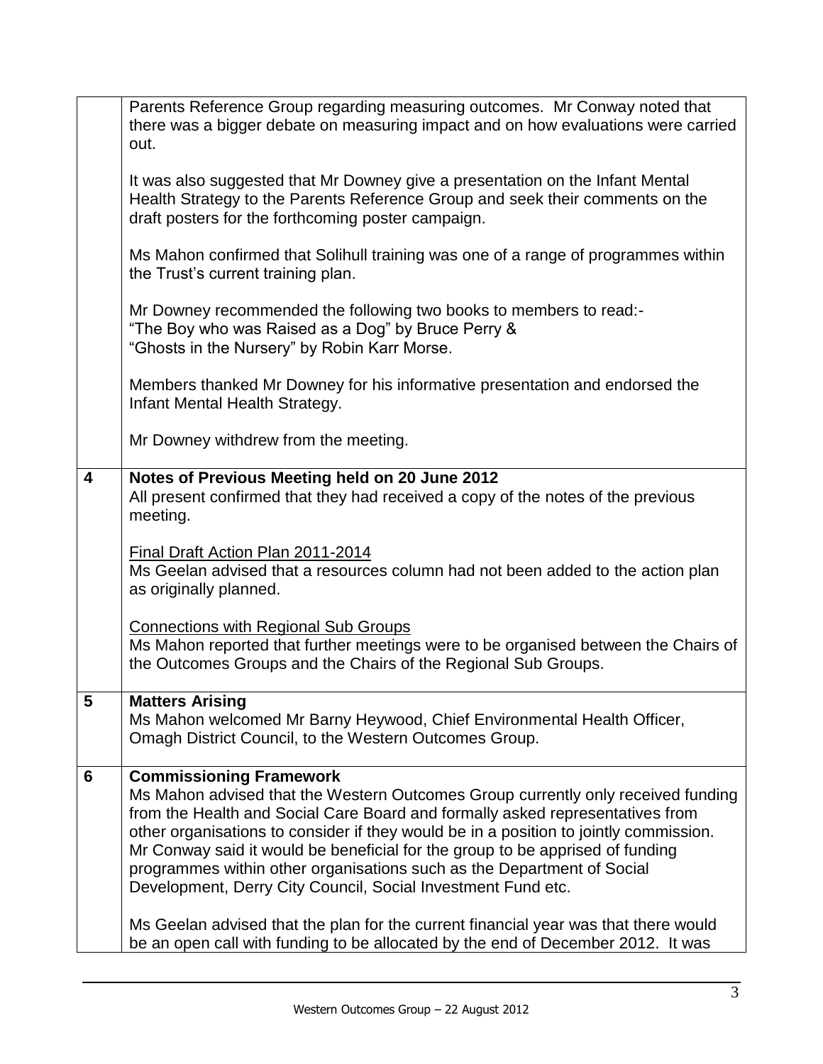| | |
|---|---|
| | Parents Reference Group regarding measuring outcomes. Mr Conway noted that there was a bigger debate on measuring impact and on how evaluations were carried out.<br><br>It was also suggested that Mr Downey give a presentation on the Infant Mental Health Strategy to the Parents Reference Group and seek their comments on the draft posters for the forthcoming poster campaign.<br><br>Ms Mahon confirmed that Solihull training was one of a range of programmes within the Trust's current training plan.<br><br>Mr Downey recommended the following two books to members to read:-<br>"The Boy who was Raised as a Dog" by Bruce Perry &<br>"Ghosts in the Nursery" by Robin Karr Morse.<br><br>Members thanked Mr Downey for his informative presentation and endorsed the Infant Mental Health Strategy.<br><br>Mr Downey withdrew from the meeting. |
| **4** | **Notes of Previous Meeting held on 20 June 2012**<br>All present confirmed that they had received a copy of the notes of the previous meeting.<br><br>Final Draft Action Plan 2011-2014<br>Ms Geelan advised that a resources column had not been added to the action plan as originally planned.<br><br>Connections with Regional Sub Groups<br>Ms Mahon reported that further meetings were to be organised between the Chairs of the Outcomes Groups and the Chairs of the Regional Sub Groups. |
| **5** | **Matters Arising**<br>Ms Mahon welcomed Mr Barny Heywood, Chief Environmental Health Officer, Omagh District Council, to the Western Outcomes Group. |
| **6** | **Commissioning Framework**<br>Ms Mahon advised that the Western Outcomes Group currently only received funding from the Health and Social Care Board and formally asked representatives from other organisations to consider if they would be in a position to jointly commission. Mr Conway said it would be beneficial for the group to be apprised of funding programmes within other organisations such as the Department of Social Development, Derry City Council, Social Investment Fund etc.<br><br>Ms Geelan advised that the plan for the current financial year was that there would be an open call with funding to be allocated by the end of December 2012. It was |

Western Outcomes Group – 22 August 2012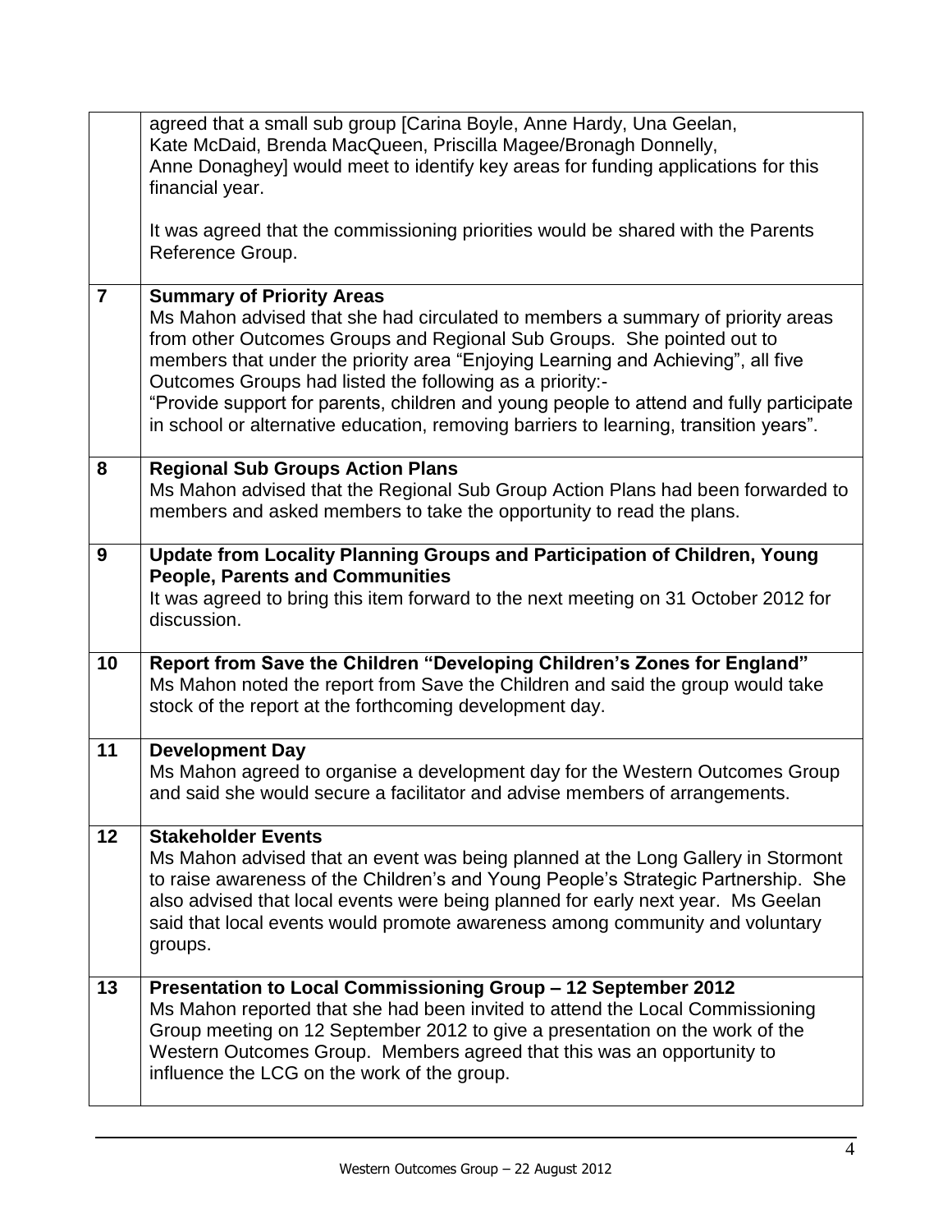| | |
|---|---|
| | agreed that a small sub group [Carina Boyle, Anne Hardy, Una Geelan, Kate McDaid, Brenda MacQueen, Priscilla Magee/Bronagh Donnelly, Anne Donaghey] would meet to identify key areas for funding applications for this financial year.<br><br>It was agreed that the commissioning priorities would be shared with the Parents Reference Group. |
| **7** | **Summary of Priority Areas**<br>Ms Mahon advised that she had circulated to members a summary of priority areas from other Outcomes Groups and Regional Sub Groups. She pointed out to members that under the priority area "Enjoying Learning and Achieving", all five Outcomes Groups had listed the following as a priority:-<br>"Provide support for parents, children and young people to attend and fully participate in school or alternative education, removing barriers to learning, transition years". |
| **8** | **Regional Sub Groups Action Plans**<br>Ms Mahon advised that the Regional Sub Group Action Plans had been forwarded to members and asked members to take the opportunity to read the plans. |
| **9** | **Update from Locality Planning Groups and Participation of Children, Young People, Parents and Communities**<br>It was agreed to bring this item forward to the next meeting on 31 October 2012 for discussion. |
| **10** | **Report from Save the Children "Developing Children's Zones for England"**<br>Ms Mahon noted the report from Save the Children and said the group would take stock of the report at the forthcoming development day. |
| **11** | **Development Day**<br>Ms Mahon agreed to organise a development day for the Western Outcomes Group and said she would secure a facilitator and advise members of arrangements. |
| **12** | **Stakeholder Events**<br>Ms Mahon advised that an event was being planned at the Long Gallery in Stormont to raise awareness of the Children's and Young People's Strategic Partnership. She also advised that local events were being planned for early next year. Ms Geelan said that local events would promote awareness among community and voluntary groups. |
| **13** | **Presentation to Local Commissioning Group – 12 September 2012**<br>Ms Mahon reported that she had been invited to attend the Local Commissioning Group meeting on 12 September 2012 to give a presentation on the work of the Western Outcomes Group. Members agreed that this was an opportunity to influence the LCG on the work of the group. |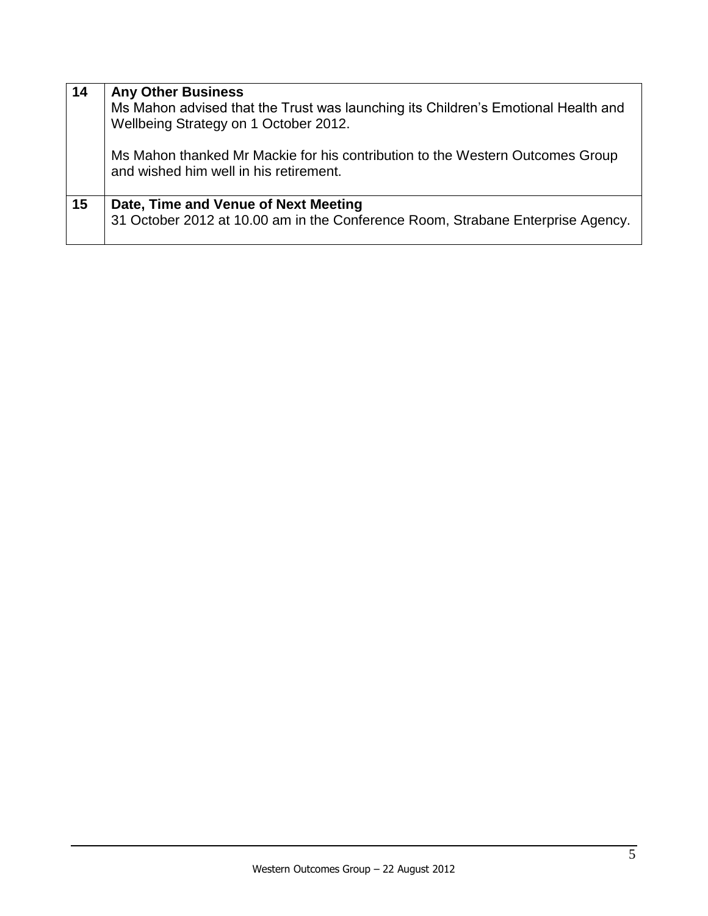| | |
|---|---|
| **14** | **Any Other Business**<br>Ms Mahon advised that the Trust was launching its Children's Emotional Health and Wellbeing Strategy on 1 October 2012.<br><br>Ms Mahon thanked Mr Mackie for his contribution to the Western Outcomes Group and wished him well in his retirement. |
| **15** | **Date, Time and Venue of Next Meeting**<br>31 October 2012 at 10.00 am in the Conference Room, Strabane Enterprise Agency. |